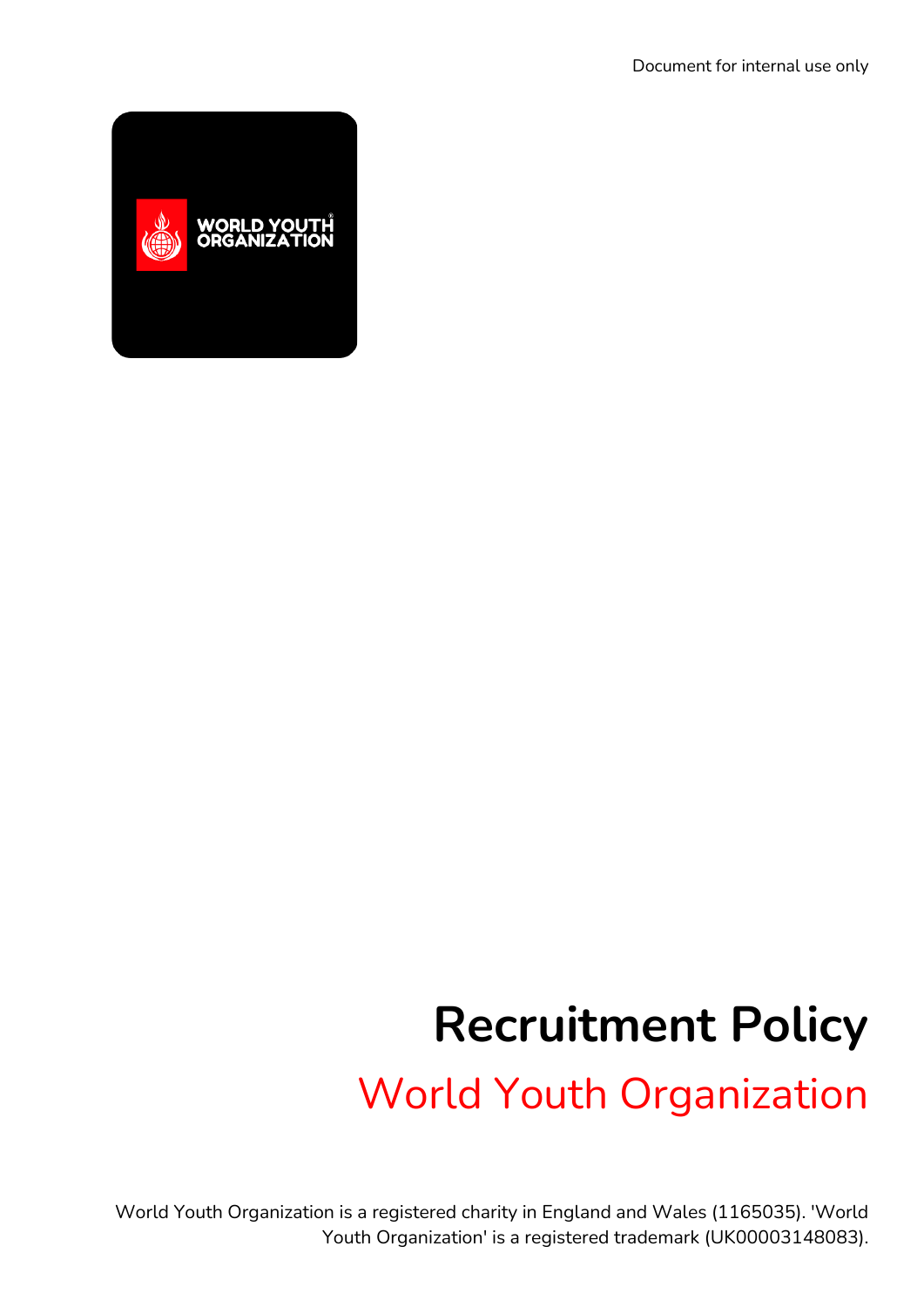Document for internal use only

# Recruitment Policy

## World Youth Organization

World Youth Organization is a registered charity in England and Wales (1165035). 'World Youth Organization' is a registered trademark (UK00003148083).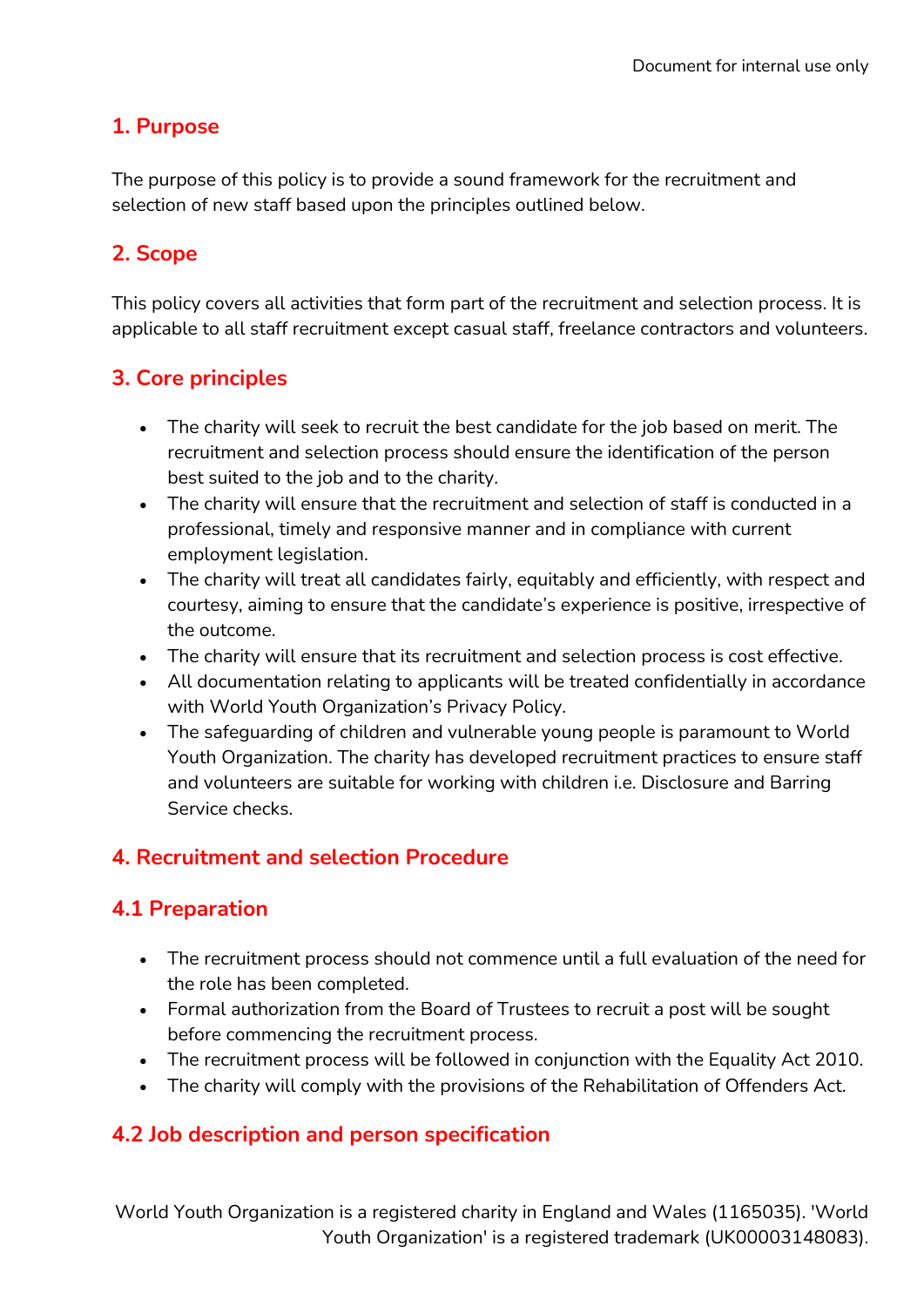## 1. Purpose

The purpose of this policy is to provide a sound framework for the recruitment and selection of new staff based upon the principles outlined below.

## 2. Scope

This policy covers all activities that form part of the recruitment and selection process. It is applicable to all staff recruitment except casual staff, freelance contractors and volunteers.

## 3. Core principles

- The charity will seek to recruit the best candidate for the job based on merit. The recruitment and selection process should ensure the identification of the person best suited to the job and to the charity.
- The charity will ensure that the recruitment and selection of staff is conducted in a professional, timely and responsive manner and in compliance with current employment legislation.
- The charity will treat all candidates fairly, equitably and efficiently, with respect and courtesy, aiming to ensure that the candidate's experience is positive, irrespective of the outcome.
- The charity will ensure that its recruitment and selection process is cost effective.
- All documentation relating to applicants will be treated confidentially in accordance with World Youth Organization's Privacy Policy.
- The safeguarding of children and vulnerable young people is paramount to World Youth Organization. The charity has developed recruitment practices to ensure staff and volunteers are suitable for working with children i.e. Disclosure and Barring Service checks.

## 4. Recruitment and selection Procedure

### 4.1 Preparation

- The recruitment process should not commence until a full evaluation of the need for the role has been completed.
- Formal authorization from the Board of Trustees to recruit a post will be sought before commencing the recruitment process.
- The recruitment process will be followed in conjunction with the Equality Act 2010.
- The charity will comply with the provisions of the Rehabilitation of Offenders Act.

### 4.2 Job description and person specification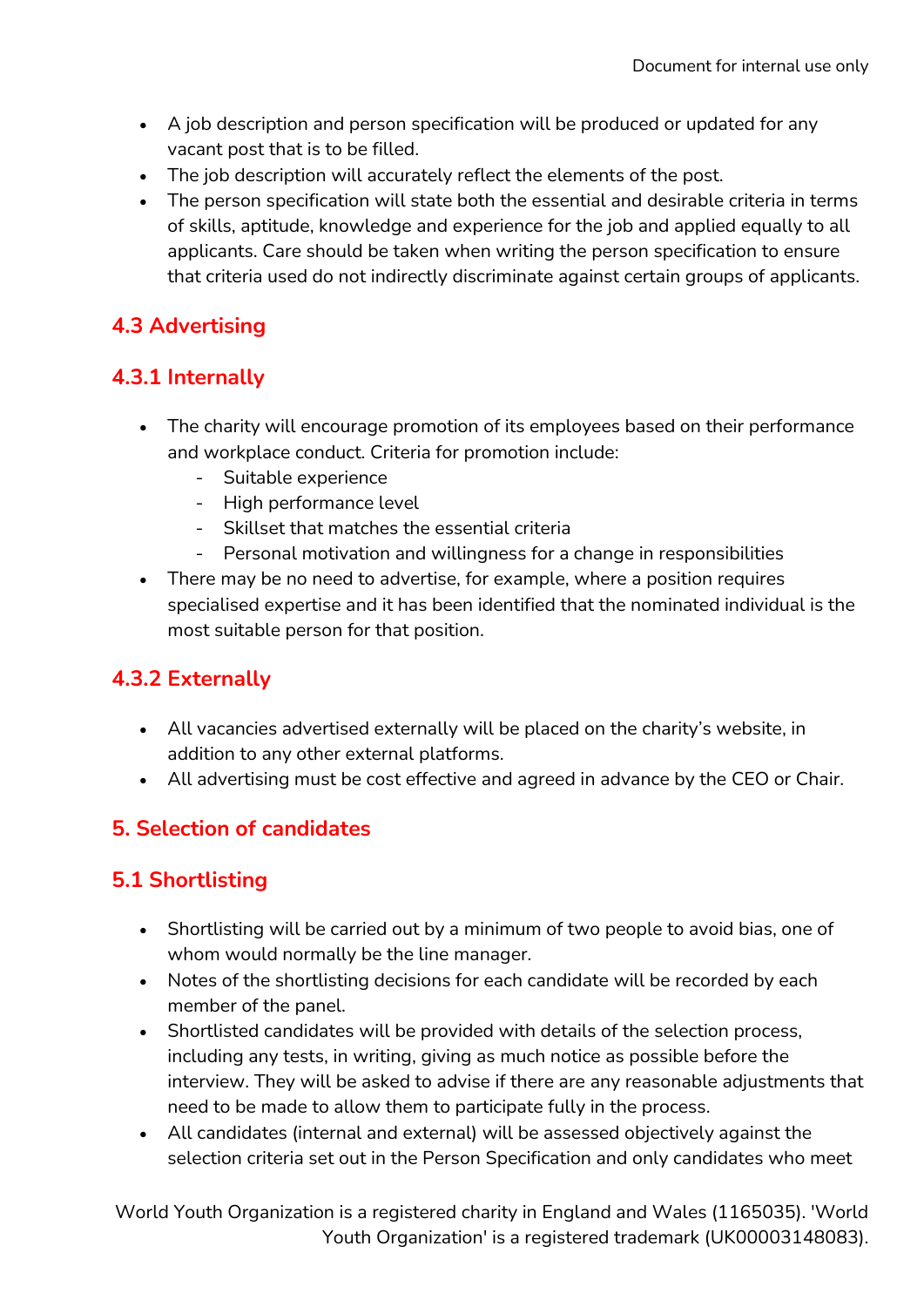- A job description and person specification will be produced or updated for any vacant post that is to be filled.
- The job description will accurately reflect the elements of the post.
- The person specification will state both the essential and desirable criteria in terms of skills, aptitude, knowledge and experience for the job and applied equally to all applicants. Care should be taken when writing the person specification to ensure that criteria used do not indirectly discriminate against certain groups of applicants.

### 4.3 Advertising

#### 4.3.1 Internally

- The charity will encourage promotion of its employees based on their performance and workplace conduct. Criteria for promotion include:
  - Suitable experience
  - High performance level
  - Skillset that matches the essential criteria
  - Personal motivation and willingness for a change in responsibilities
- There may be no need to advertise, for example, where a position requires specialised expertise and it has been identified that the nominated individual is the most suitable person for that position.

#### 4.3.2 Externally

- All vacancies advertised externally will be placed on the charity's website, in addition to any other external platforms.
- All advertising must be cost effective and agreed in advance by the CEO or Chair.

## 5. Selection of candidates

### 5.1 Shortlisting

- Shortlisting will be carried out by a minimum of two people to avoid bias, one of whom would normally be the line manager.
- Notes of the shortlisting decisions for each candidate will be recorded by each member of the panel.
- Shortlisted candidates will be provided with details of the selection process, including any tests, in writing, giving as much notice as possible before the interview. They will be asked to advise if there are any reasonable adjustments that need to be made to allow them to participate fully in the process.
- All candidates (internal and external) will be assessed objectively against the selection criteria set out in the Person Specification and only candidates who meet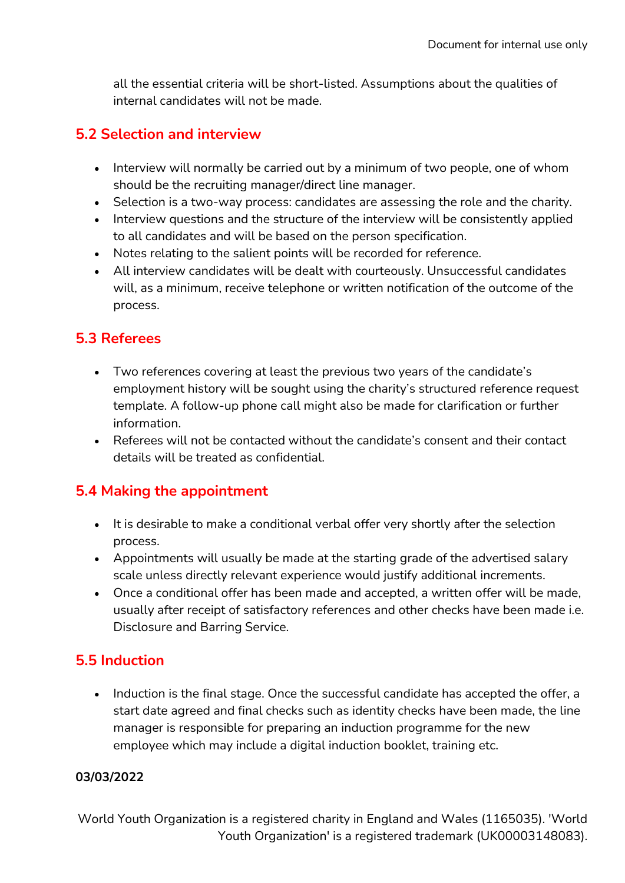all the essential criteria will be short-listed. Assumptions about the qualities of internal candidates will not be made.

## 5.2 Selection and interview

- Interview will normally be carried out by a minimum of two people, one of whom should be the recruiting manager/direct line manager.
- Selection is a two-way process: candidates are assessing the role and the charity.
- Interview questions and the structure of the interview will be consistently applied to all candidates and will be based on the person specification.
- Notes relating to the salient points will be recorded for reference.
- All interview candidates will be dealt with courteously. Unsuccessful candidates will, as a minimum, receive telephone or written notification of the outcome of the process.

## 5.3 Referees

- Two references covering at least the previous two years of the candidate's employment history will be sought using the charity's structured reference request template. A follow-up phone call might also be made for clarification or further information.
- Referees will not be contacted without the candidate's consent and their contact details will be treated as confidential.

## 5.4 Making the appointment

- It is desirable to make a conditional verbal offer very shortly after the selection process.
- Appointments will usually be made at the starting grade of the advertised salary scale unless directly relevant experience would justify additional increments.
- Once a conditional offer has been made and accepted, a written offer will be made, usually after receipt of satisfactory references and other checks have been made i.e. Disclosure and Barring Service.

## 5.5 Induction

- Induction is the final stage. Once the successful candidate has accepted the offer, a start date agreed and final checks such as identity checks have been made, the line manager is responsible for preparing an induction programme for the new employee which may include a digital induction booklet, training etc.

**03/03/2022**